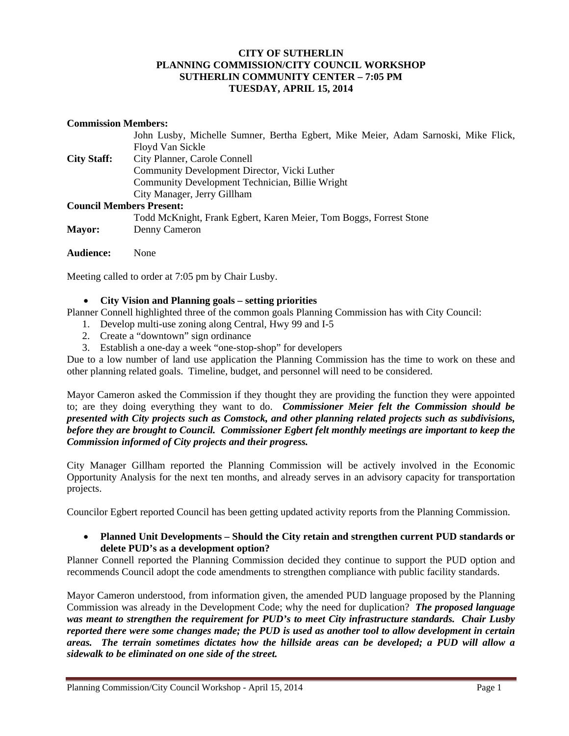**CITY OF SUTHERLIN**
**PLANNING COMMISSION/CITY COUNCIL WORKSHOP**
**SUTHERLIN COMMUNITY CENTER – 7:05 PM**
**TUESDAY, APRIL 15, 2014**

**Commission Members:**
John Lusby, Michelle Sumner, Bertha Egbert, Mike Meier, Adam Sarnoski, Mike Flick, Floyd Van Sickle

**City Staff:** City Planner, Carole Connell
Community Development Director, Vicki Luther
Community Development Technician, Billie Wright
City Manager, Jerry Gillham

**Council Members Present:**
Todd McKnight, Frank Egbert, Karen Meier, Tom Boggs, Forrest Stone

**Mayor:** Denny Cameron

**Audience:** None

Meeting called to order at 7:05 pm by Chair Lusby.

- **City Vision and Planning goals – setting priorities**

Planner Connell highlighted three of the common goals Planning Commission has with City Council:

1. Develop multi-use zoning along Central, Hwy 99 and I-5
2. Create a "downtown" sign ordinance
3. Establish a one-day a week "one-stop-shop" for developers

Due to a low number of land use application the Planning Commission has the time to work on these and other planning related goals. Timeline, budget, and personnel will need to be considered.

Mayor Cameron asked the Commission if they thought they are providing the function they were appointed to; are they doing everything they want to do. ***Commissioner Meier felt the Commission should be presented with City projects such as Comstock, and other planning related projects such as subdivisions, before they are brought to Council. Commissioner Egbert felt monthly meetings are important to keep the Commission informed of City projects and their progress.***

City Manager Gillham reported the Planning Commission will be actively involved in the Economic Opportunity Analysis for the next ten months, and already serves in an advisory capacity for transportation projects.

Councilor Egbert reported Council has been getting updated activity reports from the Planning Commission.

- **Planned Unit Developments – Should the City retain and strengthen current PUD standards or delete PUD's as a development option?**

Planner Connell reported the Planning Commission decided they continue to support the PUD option and recommends Council adopt the code amendments to strengthen compliance with public facility standards.

Mayor Cameron understood, from information given, the amended PUD language proposed by the Planning Commission was already in the Development Code; why the need for duplication? ***The proposed language was meant to strengthen the requirement for PUD's to meet City infrastructure standards. Chair Lusby reported there were some changes made; the PUD is used as another tool to allow development in certain areas. The terrain sometimes dictates how the hillside areas can be developed; a PUD will allow a sidewalk to be eliminated on one side of the street.***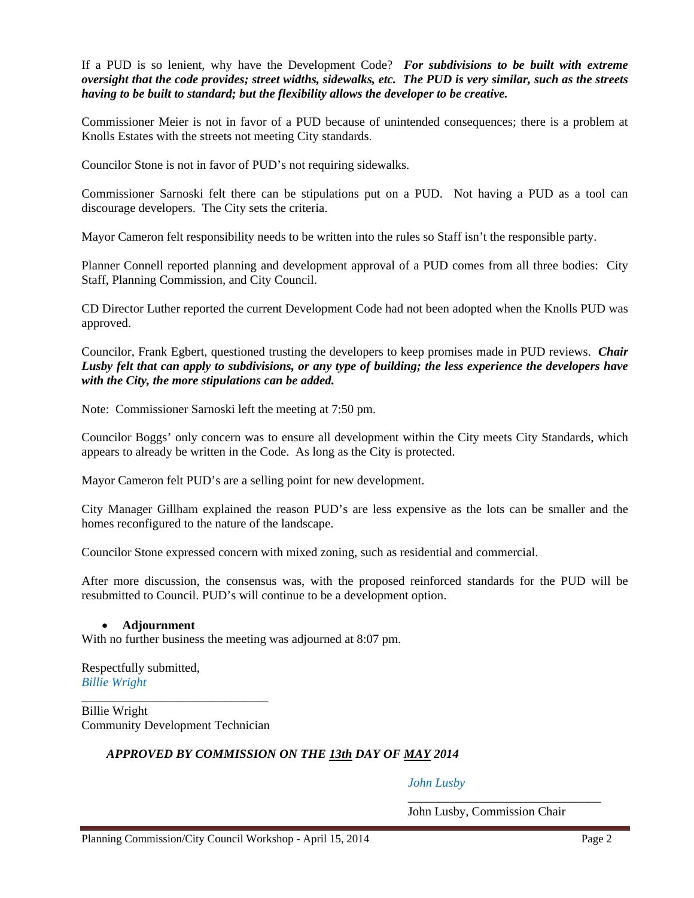If a PUD is so lenient, why have the Development Code? ***For subdivisions to be built with extreme oversight that the code provides; street widths, sidewalks, etc. The PUD is very similar, such as the streets having to be built to standard; but the flexibility allows the developer to be creative.***

Commissioner Meier is not in favor of a PUD because of unintended consequences; there is a problem at Knolls Estates with the streets not meeting City standards.

Councilor Stone is not in favor of PUD's not requiring sidewalks.

Commissioner Sarnoski felt there can be stipulations put on a PUD. Not having a PUD as a tool can discourage developers. The City sets the criteria.

Mayor Cameron felt responsibility needs to be written into the rules so Staff isn't the responsible party.

Planner Connell reported planning and development approval of a PUD comes from all three bodies: City Staff, Planning Commission, and City Council.

CD Director Luther reported the current Development Code had not been adopted when the Knolls PUD was approved.

Councilor, Frank Egbert, questioned trusting the developers to keep promises made in PUD reviews. ***Chair Lusby felt that can apply to subdivisions, or any type of building; the less experience the developers have with the City, the more stipulations can be added.***

Note: Commissioner Sarnoski left the meeting at 7:50 pm.

Councilor Boggs' only concern was to ensure all development within the City meets City Standards, which appears to already be written in the Code. As long as the City is protected.

Mayor Cameron felt PUD's are a selling point for new development.

City Manager Gillham explained the reason PUD's are less expensive as the lots can be smaller and the homes reconfigured to the nature of the landscape.

Councilor Stone expressed concern with mixed zoning, such as residential and commercial.

After more discussion, the consensus was, with the proposed reinforced standards for the PUD will be resubmitted to Council. PUD's will continue to be a development option.

- **Adjournment**

With no further business the meeting was adjourned at 8:07 pm.

Respectfully submitted,
*Billie Wright*

_______________________________
Billie Wright
Community Development Technician

***APPROVED BY COMMISSION ON THE 13th DAY OF MAY 2014***

*John Lusby*
_______________________________
John Lusby, Commission Chair